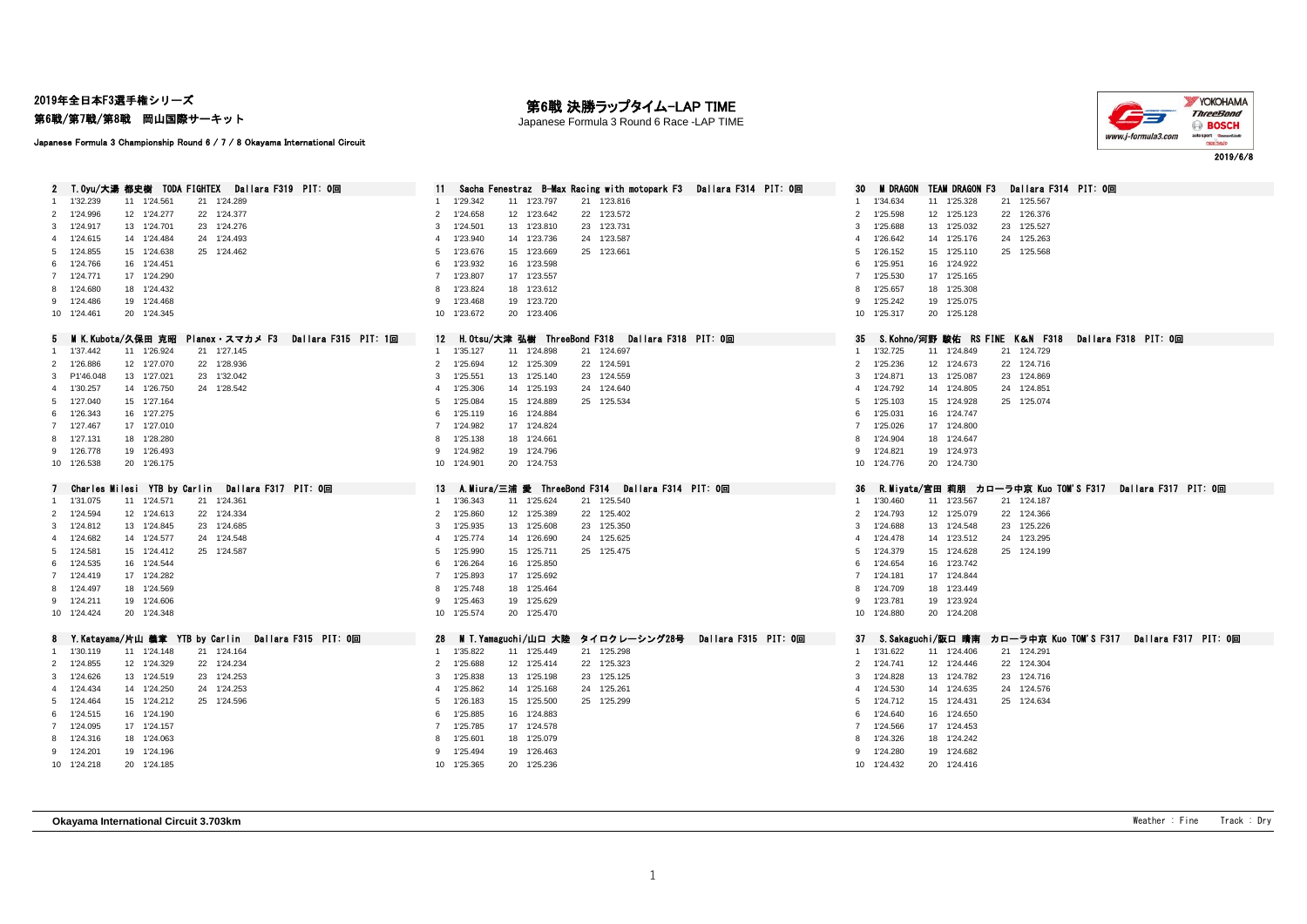2019年全日本F3選手権シリーズ

第6戦/第7戦/第8戦　岡山国際サーキット

Japanese Formula 3 Championship Round 6 / 7 / 8 Okayama International Circuit

# 第6戦 決勝ラップタイム-LAP TIME

Japanese Formula 3 Round 6 Race -LAP TIME

2019/6/8

### 2　T.Oyu/大湯 都史樹　TODA FIGHTEX　Dallara F319　PIT: 0回

| Lap | Time | Lap | Time | Lap | Time |
|---|---|---|---|---|---|
| 1 | 1'32.239 | 11 | 1'24.561 | 21 | 1'24.289 |
| 2 | 1'24.996 | 12 | 1'24.277 | 22 | 1'24.377 |
| 3 | 1'24.917 | 13 | 1'24.701 | 23 | 1'24.276 |
| 4 | 1'24.615 | 14 | 1'24.484 | 24 | 1'24.493 |
| 5 | 1'24.855 | 15 | 1'24.638 | 25 | 1'24.462 |
| 6 | 1'24.766 | 16 | 1'24.451 | | |
| 7 | 1'24.771 | 17 | 1'24.290 | | |
| 8 | 1'24.680 | 18 | 1'24.432 | | |
| 9 | 1'24.486 | 19 | 1'24.468 | | |
| 10 | 1'24.461 | 20 | 1'24.345 | | |

### 11　Sacha Fenestraz　B-Max Racing with motopark F3　Dallara F314　PIT: 0回

| Lap | Time | Lap | Time | Lap | Time |
|---|---|---|---|---|---|
| 1 | 1'29.342 | 11 | 1'23.797 | 21 | 1'23.816 |
| 2 | 1'24.658 | 12 | 1'23.642 | 22 | 1'23.572 |
| 3 | 1'24.501 | 13 | 1'23.810 | 23 | 1'23.731 |
| 4 | 1'23.940 | 14 | 1'23.736 | 24 | 1'23.587 |
| 5 | 1'23.676 | 15 | 1'23.669 | 25 | 1'23.661 |
| 6 | 1'23.932 | 16 | 1'23.598 | | |
| 7 | 1'23.807 | 17 | 1'23.557 | | |
| 8 | 1'23.824 | 18 | 1'23.612 | | |
| 9 | 1'23.468 | 19 | 1'23.720 | | |
| 10 | 1'23.672 | 20 | 1'23.406 | | |

### 30　M DRAGON　TEAM DRAGON F3　Dallara F314　PIT: 0回

| Lap | Time | Lap | Time | Lap | Time |
|---|---|---|---|---|---|
| 1 | 1'34.634 | 11 | 1'25.328 | 21 | 1'25.567 |
| 2 | 1'25.598 | 12 | 1'25.123 | 22 | 1'26.376 |
| 3 | 1'25.688 | 13 | 1'25.032 | 23 | 1'25.527 |
| 4 | 1'26.642 | 14 | 1'25.176 | 24 | 1'25.263 |
| 5 | 1'26.152 | 15 | 1'25.110 | 25 | 1'25.568 |
| 6 | 1'25.951 | 16 | 1'24.922 | | |
| 7 | 1'25.530 | 17 | 1'25.165 | | |
| 8 | 1'25.657 | 18 | 1'25.308 | | |
| 9 | 1'25.242 | 19 | 1'25.075 | | |
| 10 | 1'25.317 | 20 | 1'25.128 | | |

### 5　M K.Kubota/久保田 克昭　Planex・スマカメ F3　Dallara F315　PIT: 1回

| Lap | Time | Lap | Time | Lap | Time |
|---|---|---|---|---|---|
| 1 | 1'37.442 | 11 | 1'26.924 | 21 | 1'27.145 |
| 2 | 1'26.886 | 12 | 1'27.070 | 22 | 1'28.936 |
| 3 | P1'46.048 | 13 | 1'27.021 | 23 | 1'32.042 |
| 4 | 1'30.257 | 14 | 1'26.750 | 24 | 1'28.542 |
| 5 | 1'27.040 | 15 | 1'27.164 | | |
| 6 | 1'26.343 | 16 | 1'27.275 | | |
| 7 | 1'27.467 | 17 | 1'27.010 | | |
| 8 | 1'27.131 | 18 | 1'28.280 | | |
| 9 | 1'26.778 | 19 | 1'26.493 | | |
| 10 | 1'26.538 | 20 | 1'26.175 | | |

### 12　H.Otsu/大津 弘樹　ThreeBond F318　Dallara F318　PIT: 0回

| Lap | Time | Lap | Time | Lap | Time |
|---|---|---|---|---|---|
| 1 | 1'35.127 | 11 | 1'24.898 | 21 | 1'24.697 |
| 2 | 1'25.694 | 12 | 1'25.309 | 22 | 1'24.591 |
| 3 | 1'25.551 | 13 | 1'25.140 | 23 | 1'24.559 |
| 4 | 1'25.306 | 14 | 1'25.193 | 24 | 1'24.640 |
| 5 | 1'25.084 | 15 | 1'24.889 | 25 | 1'25.534 |
| 6 | 1'25.119 | 16 | 1'24.884 | | |
| 7 | 1'24.982 | 17 | 1'24.824 | | |
| 8 | 1'25.138 | 18 | 1'24.661 | | |
| 9 | 1'24.982 | 19 | 1'24.796 | | |
| 10 | 1'24.901 | 20 | 1'24.753 | | |

### 35　S.Kohno/河野 駿佑　RS FINE K&N F318　Dallara F318　PIT: 0回

| Lap | Time | Lap | Time | Lap | Time |
|---|---|---|---|---|---|
| 1 | 1'32.725 | 11 | 1'24.849 | 21 | 1'24.729 |
| 2 | 1'25.236 | 12 | 1'24.673 | 22 | 1'24.716 |
| 3 | 1'24.871 | 13 | 1'25.087 | 23 | 1'24.869 |
| 4 | 1'24.792 | 14 | 1'24.805 | 24 | 1'24.851 |
| 5 | 1'25.103 | 15 | 1'24.928 | 25 | 1'25.074 |
| 6 | 1'25.031 | 16 | 1'24.747 | | |
| 7 | 1'25.026 | 17 | 1'24.800 | | |
| 8 | 1'24.904 | 18 | 1'24.647 | | |
| 9 | 1'24.821 | 19 | 1'24.973 | | |
| 10 | 1'24.776 | 20 | 1'24.730 | | |

### 7　Charles Milesi　YTB by Carlin　Dallara F317　PIT: 0回

| Lap | Time | Lap | Time | Lap | Time |
|---|---|---|---|---|---|
| 1 | 1'31.075 | 11 | 1'24.571 | 21 | 1'24.361 |
| 2 | 1'24.594 | 12 | 1'24.613 | 22 | 1'24.334 |
| 3 | 1'24.812 | 13 | 1'24.845 | 23 | 1'24.685 |
| 4 | 1'24.682 | 14 | 1'24.577 | 24 | 1'24.548 |
| 5 | 1'24.581 | 15 | 1'24.412 | 25 | 1'24.587 |
| 6 | 1'24.535 | 16 | 1'24.544 | | |
| 7 | 1'24.419 | 17 | 1'24.282 | | |
| 8 | 1'24.497 | 18 | 1'24.569 | | |
| 9 | 1'24.211 | 19 | 1'24.606 | | |
| 10 | 1'24.424 | 20 | 1'24.348 | | |

### 13　A.Miura/三浦 愛　ThreeBond F314　Dallara F314　PIT: 0回

| Lap | Time | Lap | Time | Lap | Time |
|---|---|---|---|---|---|
| 1 | 1'36.343 | 11 | 1'25.624 | 21 | 1'25.540 |
| 2 | 1'25.860 | 12 | 1'25.389 | 22 | 1'25.402 |
| 3 | 1'25.935 | 13 | 1'25.608 | 23 | 1'25.350 |
| 4 | 1'25.774 | 14 | 1'26.690 | 24 | 1'25.625 |
| 5 | 1'25.990 | 15 | 1'25.711 | 25 | 1'25.475 |
| 6 | 1'26.264 | 16 | 1'25.850 | | |
| 7 | 1'25.893 | 17 | 1'25.692 | | |
| 8 | 1'25.748 | 18 | 1'25.464 | | |
| 9 | 1'25.463 | 19 | 1'25.629 | | |
| 10 | 1'25.574 | 20 | 1'25.470 | | |

### 36　R.Miyata/宮田 莉朋　カローラ中京 Kuo TOM'S F317　Dallara F317　PIT: 0回

| Lap | Time | Lap | Time | Lap | Time |
|---|---|---|---|---|---|
| 1 | 1'30.460 | 11 | 1'23.567 | 21 | 1'24.187 |
| 2 | 1'24.793 | 12 | 1'25.079 | 22 | 1'24.366 |
| 3 | 1'24.688 | 13 | 1'24.548 | 23 | 1'25.226 |
| 4 | 1'24.478 | 14 | 1'23.512 | 24 | 1'23.295 |
| 5 | 1'24.379 | 15 | 1'24.628 | 25 | 1'24.199 |
| 6 | 1'24.654 | 16 | 1'23.742 | | |
| 7 | 1'24.181 | 17 | 1'24.844 | | |
| 8 | 1'24.709 | 18 | 1'23.449 | | |
| 9 | 1'23.781 | 19 | 1'23.924 | | |
| 10 | 1'24.880 | 20 | 1'24.208 | | |

### 8　Y.Katayama/片山 義章　YTB by Carlin　Dallara F315　PIT: 0回

| Lap | Time | Lap | Time | Lap | Time |
|---|---|---|---|---|---|
| 1 | 1'30.119 | 11 | 1'24.148 | 21 | 1'24.164 |
| 2 | 1'24.855 | 12 | 1'24.329 | 22 | 1'24.234 |
| 3 | 1'24.626 | 13 | 1'24.519 | 23 | 1'24.253 |
| 4 | 1'24.434 | 14 | 1'24.250 | 24 | 1'24.253 |
| 5 | 1'24.464 | 15 | 1'24.212 | 25 | 1'24.596 |
| 6 | 1'24.515 | 16 | 1'24.190 | | |
| 7 | 1'24.095 | 17 | 1'24.157 | | |
| 8 | 1'24.316 | 18 | 1'24.063 | | |
| 9 | 1'24.201 | 19 | 1'24.196 | | |
| 10 | 1'24.218 | 20 | 1'24.185 | | |

### 28　M T.Yamaguchi/山口 大陸　タイロクレーシング28号　Dallara F315　PIT: 0回

| Lap | Time | Lap | Time | Lap | Time |
|---|---|---|---|---|---|
| 1 | 1'35.822 | 11 | 1'25.449 | 21 | 1'25.298 |
| 2 | 1'25.688 | 12 | 1'25.414 | 22 | 1'25.323 |
| 3 | 1'25.838 | 13 | 1'25.198 | 23 | 1'25.125 |
| 4 | 1'25.862 | 14 | 1'25.168 | 24 | 1'25.261 |
| 5 | 1'26.183 | 15 | 1'25.500 | 25 | 1'25.299 |
| 6 | 1'25.885 | 16 | 1'24.883 | | |
| 7 | 1'25.785 | 17 | 1'24.578 | | |
| 8 | 1'25.601 | 18 | 1'25.079 | | |
| 9 | 1'25.494 | 19 | 1'26.463 | | |
| 10 | 1'25.365 | 20 | 1'25.236 | | |

### 37　S.Sakaguchi/阪口 晴南　カローラ中京 Kuo TOM'S F317　Dallara F317　PIT: 0回

| Lap | Time | Lap | Time | Lap | Time |
|---|---|---|---|---|---|
| 1 | 1'31.622 | 11 | 1'24.406 | 21 | 1'24.291 |
| 2 | 1'24.741 | 12 | 1'24.446 | 22 | 1'24.304 |
| 3 | 1'24.828 | 13 | 1'24.782 | 23 | 1'24.716 |
| 4 | 1'24.530 | 14 | 1'24.635 | 24 | 1'24.576 |
| 5 | 1'24.712 | 15 | 1'24.431 | 25 | 1'24.634 |
| 6 | 1'24.640 | 16 | 1'24.650 | | |
| 7 | 1'24.566 | 17 | 1'24.453 | | |
| 8 | 1'24.326 | 18 | 1'24.242 | | |
| 9 | 1'24.280 | 19 | 1'24.682 | | |
| 10 | 1'24.432 | 20 | 1'24.416 | | |

**Okayama International Circuit 3.703km**　　Weather : Fine　Track : Dry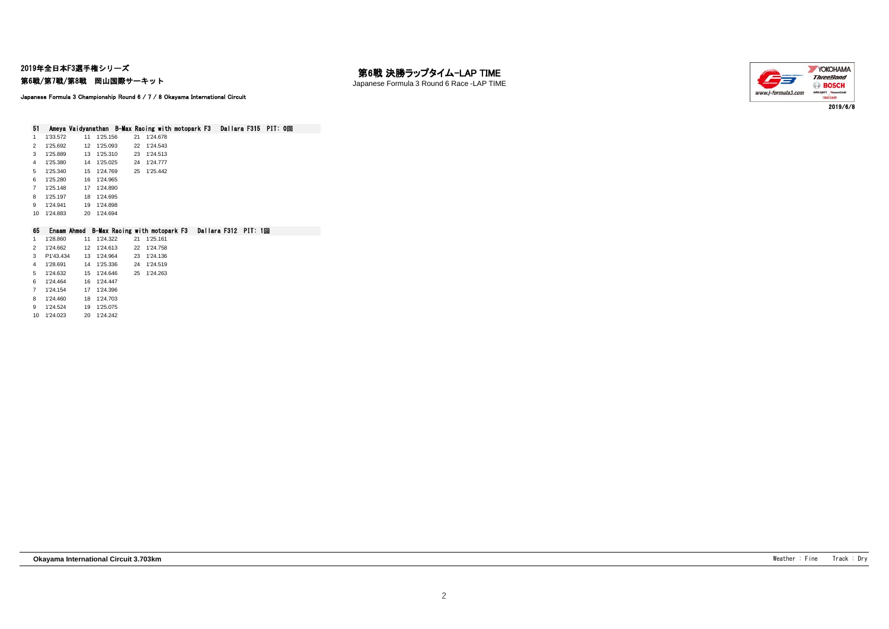2019年全日本F3選手権シリーズ
第6戦/第7戦/第8戦　岡山国際サーキット

Japanese Formula 3 Championship Round 6 / 7 / 8 Okayama International Circuit

# 第6戦 決勝ラップタイム-LAP TIME

Japanese Formula 3 Round 6 Race -LAP TIME

2019/6/8

**51　Ameya Vaidyanathan　B-Max Racing with motopark F3　Dallara F315　PIT: 0回**

| | | | | | |
|---|---|---|---|---|---|
| 1 | 1'33.572 | 11 | 1'25.156 | 21 | 1'24.678 |
| 2 | 1'25.692 | 12 | 1'25.093 | 22 | 1'24.543 |
| 3 | 1'25.889 | 13 | 1'25.310 | 23 | 1'24.513 |
| 4 | 1'25.380 | 14 | 1'25.025 | 24 | 1'24.777 |
| 5 | 1'25.340 | 15 | 1'24.769 | 25 | 1'25.442 |
| 6 | 1'25.280 | 16 | 1'24.965 | | |
| 7 | 1'25.148 | 17 | 1'24.890 | | |
| 8 | 1'25.197 | 18 | 1'24.695 | | |
| 9 | 1'24.941 | 19 | 1'24.898 | | |
| 10 | 1'24.883 | 20 | 1'24.694 | | |

**65　Enaam Ahmed　B-Max Racing with motopark F3　Dallara F312　PIT: 1回**

| | | | | | |
|---|---|---|---|---|---|
| 1 | 1'28.860 | 11 | 1'24.322 | 21 | 1'25.161 |
| 2 | 1'24.662 | 12 | 1'24.613 | 22 | 1'24.758 |
| 3 | P1'43.434 | 13 | 1'24.964 | 23 | 1'24.136 |
| 4 | 1'28.691 | 14 | 1'25.336 | 24 | 1'24.519 |
| 5 | 1'24.632 | 15 | 1'24.646 | 25 | 1'24.263 |
| 6 | 1'24.464 | 16 | 1'24.447 | | |
| 7 | 1'24.154 | 17 | 1'24.396 | | |
| 8 | 1'24.460 | 18 | 1'24.703 | | |
| 9 | 1'24.524 | 19 | 1'25.075 | | |
| 10 | 1'24.023 | 20 | 1'24.242 | | |

**Okayama International Circuit 3.703km**

Weather : Fine　Track : Dry